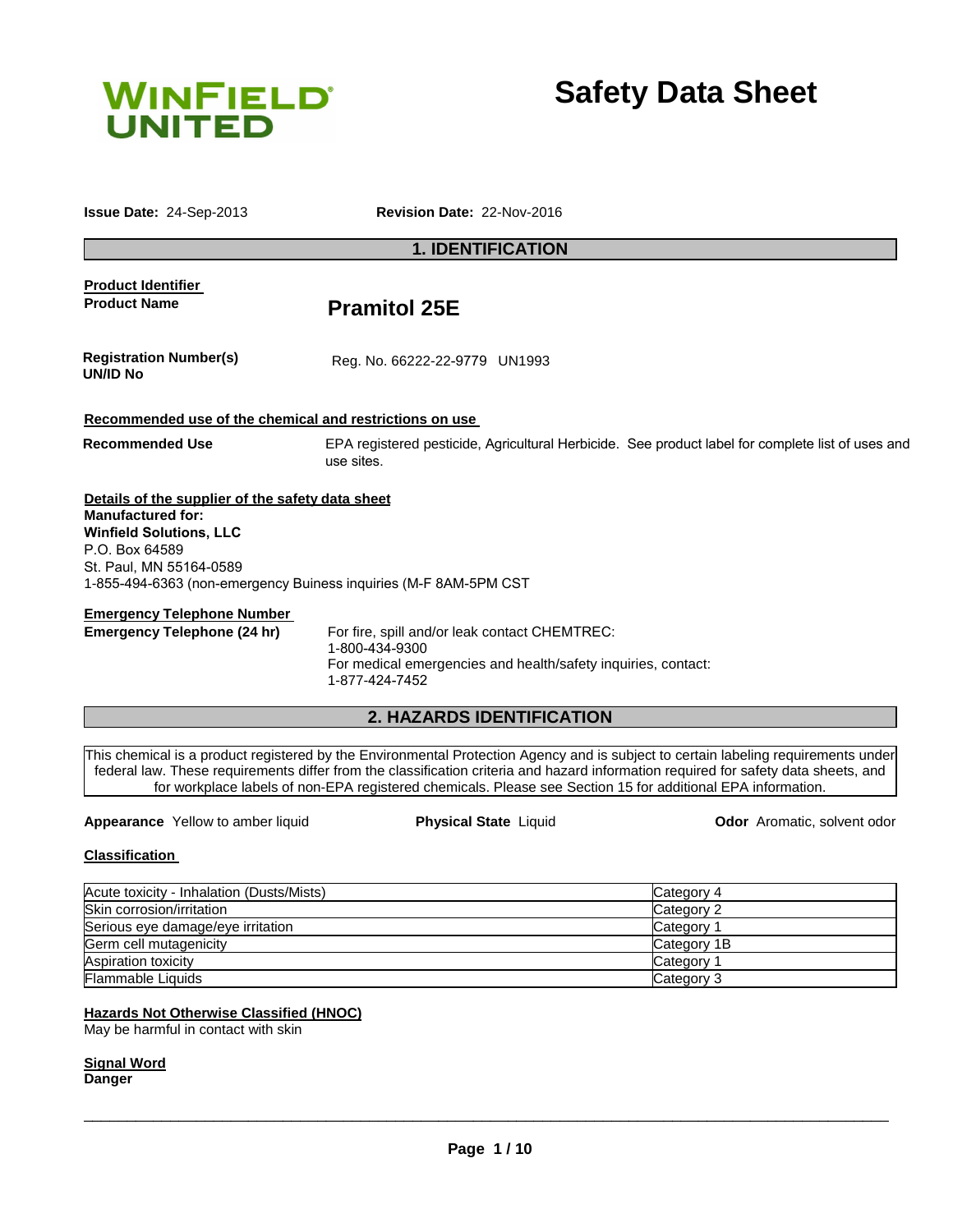WINFIELD UNITED

# Safety Data Sheet

**Issue Date:** 24-Sep-2013 **Revision Date:** 22-Nov-2016

## 1. IDENTIFICATION

**Product Identifier**

**Product Name** **Pramitol 25E**

**Registration Number(s)** Reg. No. 66222-22-9779 UN1993
**UN/ID No**

**Recommended use of the chemical and restrictions on use**

**Recommended Use** EPA registered pesticide, Agricultural Herbicide. See product label for complete list of uses and use sites.

**Details of the supplier of the safety data sheet**
**Manufactured for:**
**Winfield Solutions, LLC**
P.O. Box 64589
St. Paul, MN 55164-0589
1-855-494-6363 (non-emergency Buiness inquiries (M-F 8AM-5PM CST

**Emergency Telephone Number**

**Emergency Telephone (24 hr)** For fire, spill and/or leak contact CHEMTREC:
1-800-434-9300
For medical emergencies and health/safety inquiries, contact:
1-877-424-7452

## 2. HAZARDS IDENTIFICATION

This chemical is a product registered by the Environmental Protection Agency and is subject to certain labeling requirements under federal law. These requirements differ from the classification criteria and hazard information required for safety data sheets, and for workplace labels of non-EPA registered chemicals. Please see Section 15 for additional EPA information.

**Appearance** Yellow to amber liquid **Physical State** Liquid **Odor** Aromatic, solvent odor

**Classification**

| Hazard | Category |
|---|---|
| Acute toxicity - Inhalation (Dusts/Mists) | Category 4 |
| Skin corrosion/irritation | Category 2 |
| Serious eye damage/eye irritation | Category 1 |
| Germ cell mutagenicity | Category 1B |
| Aspiration toxicity | Category 1 |
| Flammable Liquids | Category 3 |

**Hazards Not Otherwise Classified (HNOC)**
May be harmful in contact with skin

**Signal Word**
**Danger**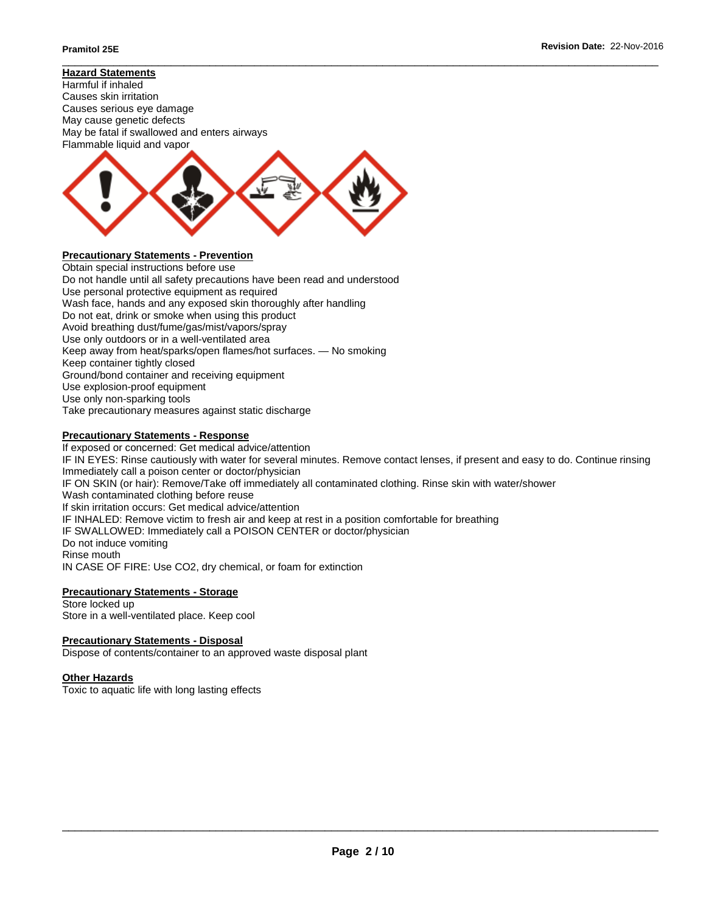## Hazard Statements

Harmful if inhaled
Causes skin irritation
Causes serious eye damage
May cause genetic defects
May be fatal if swallowed and enters airways
Flammable liquid and vapor

## Precautionary Statements - Prevention

Obtain special instructions before use
Do not handle until all safety precautions have been read and understood
Use personal protective equipment as required
Wash face, hands and any exposed skin thoroughly after handling
Do not eat, drink or smoke when using this product
Avoid breathing dust/fume/gas/mist/vapors/spray
Use only outdoors or in a well-ventilated area
Keep away from heat/sparks/open flames/hot surfaces. — No smoking
Keep container tightly closed
Ground/bond container and receiving equipment
Use explosion-proof equipment
Use only non-sparking tools
Take precautionary measures against static discharge

## Precautionary Statements - Response

If exposed or concerned: Get medical advice/attention
IF IN EYES: Rinse cautiously with water for several minutes. Remove contact lenses, if present and easy to do. Continue rinsing
Immediately call a poison center or doctor/physician
IF ON SKIN (or hair): Remove/Take off immediately all contaminated clothing. Rinse skin with water/shower
Wash contaminated clothing before reuse
If skin irritation occurs: Get medical advice/attention
IF INHALED: Remove victim to fresh air and keep at rest in a position comfortable for breathing
IF SWALLOWED: Immediately call a POISON CENTER or doctor/physician
Do not induce vomiting
Rinse mouth
IN CASE OF FIRE: Use $CO_2$, dry chemical, or foam for extinction

## Precautionary Statements - Storage

Store locked up
Store in a well-ventilated place. Keep cool

## Precautionary Statements - Disposal

Dispose of contents/container to an approved waste disposal plant

## Other Hazards

Toxic to aquatic life with long lasting effects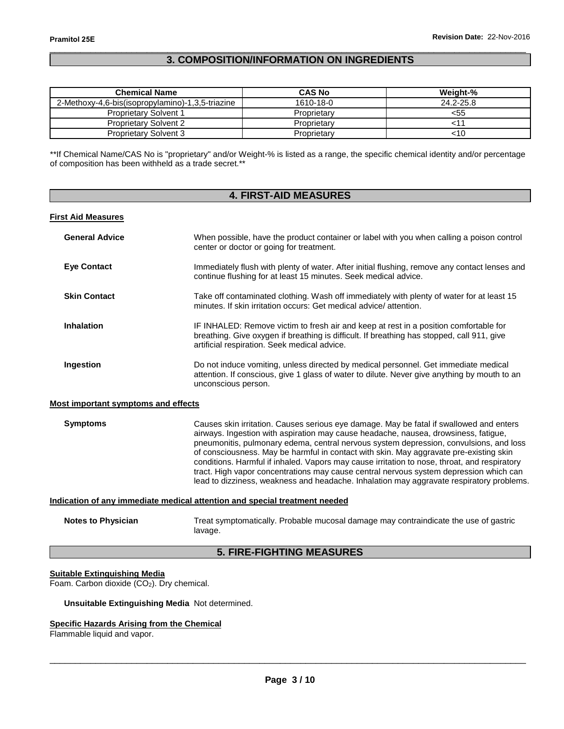## 3. COMPOSITION/INFORMATION ON INGREDIENTS

| Chemical Name | CAS No | Weight-% |
|---|---|---|
| 2-Methoxy-4,6-bis(isopropylamino)-1,3,5-triazine | 1610-18-0 | 24.2-25.8 |
| Proprietary Solvent 1 | Proprietary | <55 |
| Proprietary Solvent 2 | Proprietary | <11 |
| Proprietary Solvent 3 | Proprietary | <10 |

**If Chemical Name/CAS No is "proprietary" and/or Weight-% is listed as a range, the specific chemical identity and/or percentage of composition has been withheld as a trade secret.**

## 4. FIRST-AID MEASURES

### First Aid Measures

**General Advice** When possible, have the product container or label with you when calling a poison control center or doctor or going for treatment.

**Eye Contact** Immediately flush with plenty of water. After initial flushing, remove any contact lenses and continue flushing for at least 15 minutes. Seek medical advice.

**Skin Contact** Take off contaminated clothing. Wash off immediately with plenty of water for at least 15 minutes. If skin irritation occurs: Get medical advice/ attention.

**Inhalation** IF INHALED: Remove victim to fresh air and keep at rest in a position comfortable for breathing. Give oxygen if breathing is difficult. If breathing has stopped, call 911, give artificial respiration. Seek medical advice.

**Ingestion** Do not induce vomiting, unless directed by medical personnel. Get immediate medical attention. If conscious, give 1 glass of water to dilute. Never give anything by mouth to an unconscious person.

### Most important symptoms and effects

**Symptoms** Causes skin irritation. Causes serious eye damage. May be fatal if swallowed and enters airways. Ingestion with aspiration may cause headache, nausea, drowsiness, fatigue, pneumonitis, pulmonary edema, central nervous system depression, convulsions, and loss of consciousness. May be harmful in contact with skin. May aggravate pre-existing skin conditions. Harmful if inhaled. Vapors may cause irritation to nose, throat, and respiratory tract. High vapor concentrations may cause central nervous system depression which can lead to dizziness, weakness and headache. Inhalation may aggravate respiratory problems.

### Indication of any immediate medical attention and special treatment needed

**Notes to Physician** Treat symptomatically. Probable mucosal damage may contraindicate the use of gastric lavage.

## 5. FIRE-FIGHTING MEASURES

### Suitable Extinguishing Media

Foam. Carbon dioxide ($CO_2$). Dry chemical.

**Unsuitable Extinguishing Media** Not determined.

### Specific Hazards Arising from the Chemical

Flammable liquid and vapor.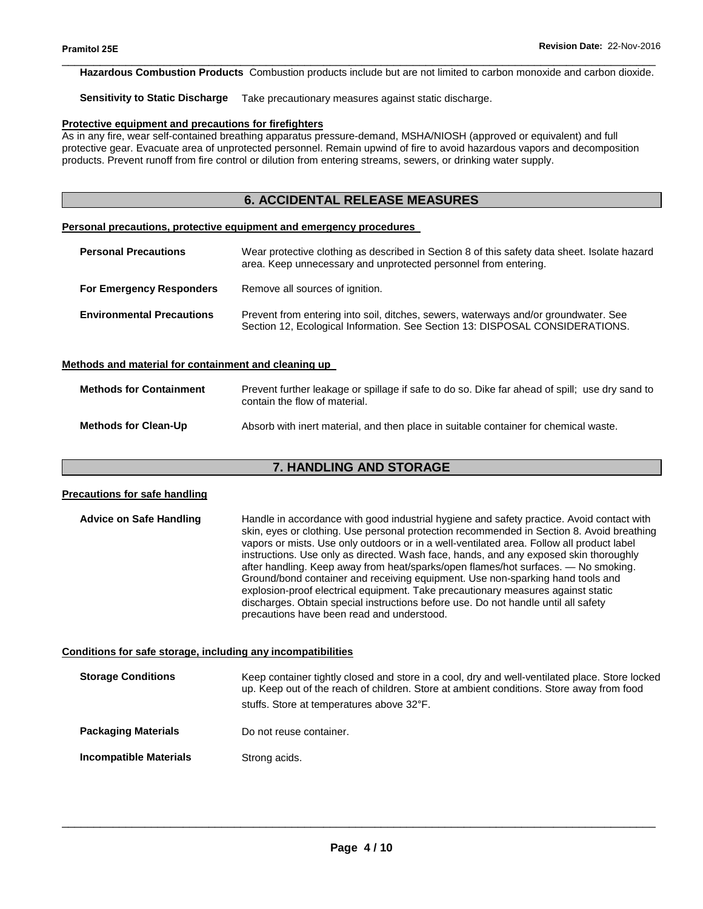**Hazardous Combustion Products** Combustion products include but are not limited to carbon monoxide and carbon dioxide.

**Sensitivity to Static Discharge** Take precautionary measures against static discharge.

**Protective equipment and precautions for firefighters**

As in any fire, wear self-contained breathing apparatus pressure-demand, MSHA/NIOSH (approved or equivalent) and full protective gear. Evacuate area of unprotected personnel. Remain upwind of fire to avoid hazardous vapors and decomposition products. Prevent runoff from fire control or dilution from entering streams, sewers, or drinking water supply.

## 6. ACCIDENTAL RELEASE MEASURES

**Personal precautions, protective equipment and emergency procedures**

**Personal Precautions** Wear protective clothing as described in Section 8 of this safety data sheet. Isolate hazard area. Keep unnecessary and unprotected personnel from entering.

**For Emergency Responders** Remove all sources of ignition.

**Environmental Precautions** Prevent from entering into soil, ditches, sewers, waterways and/or groundwater. See Section 12, Ecological Information. See Section 13: DISPOSAL CONSIDERATIONS.

**Methods and material for containment and cleaning up**

**Methods for Containment** Prevent further leakage or spillage if safe to do so. Dike far ahead of spill; use dry sand to contain the flow of material.

**Methods for Clean-Up** Absorb with inert material, and then place in suitable container for chemical waste.

## 7. HANDLING AND STORAGE

**Precautions for safe handling**

**Advice on Safe Handling** Handle in accordance with good industrial hygiene and safety practice. Avoid contact with skin, eyes or clothing. Use personal protection recommended in Section 8. Avoid breathing vapors or mists. Use only outdoors or in a well-ventilated area. Follow all product label instructions. Use only as directed. Wash face, hands, and any exposed skin thoroughly after handling. Keep away from heat/sparks/open flames/hot surfaces. — No smoking. Ground/bond container and receiving equipment. Use non-sparking hand tools and explosion-proof electrical equipment. Take precautionary measures against static discharges. Obtain special instructions before use. Do not handle until all safety precautions have been read and understood.

**Conditions for safe storage, including any incompatibilities**

**Storage Conditions** Keep container tightly closed and store in a cool, dry and well-ventilated place. Store locked up. Keep out of the reach of children. Store at ambient conditions. Store away from food stuffs. Store at temperatures above 32°F.

**Packaging Materials** Do not reuse container.

**Incompatible Materials** Strong acids.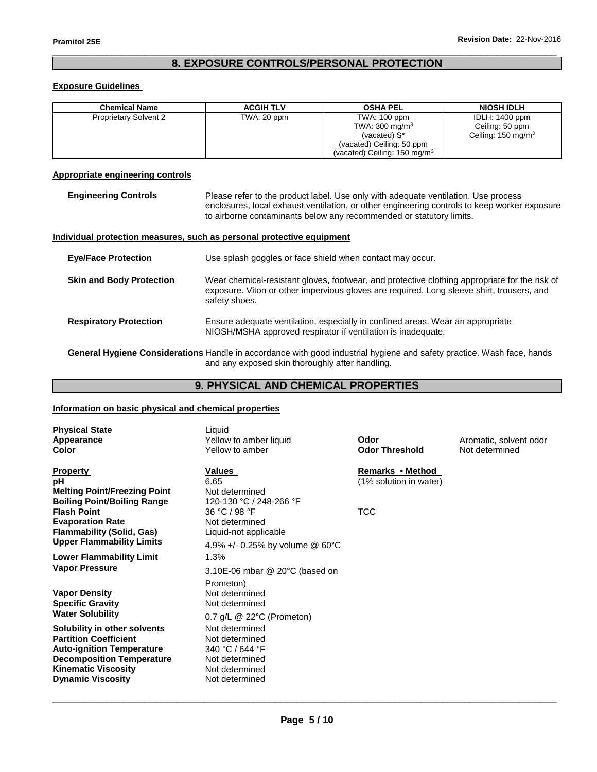## 8. EXPOSURE CONTROLS/PERSONAL PROTECTION

### Exposure Guidelines

| Chemical Name | ACGIH TLV | OSHA PEL | NIOSH IDLH |
|---|---|---|---|
| Proprietary Solvent 2 | TWA: 20 ppm | TWA: 100 ppm<br>TWA: 300 mg/m$^3$<br>(vacated) S*<br>(vacated) Ceiling: 50 ppm<br>(vacated) Ceiling: 150 mg/m$^3$ | IDLH: 1400 ppm<br>Ceiling: 50 ppm<br>Ceiling: 150 mg/m$^3$ |

### Appropriate engineering controls

**Engineering Controls** Please refer to the product label. Use only with adequate ventilation. Use process enclosures, local exhaust ventilation, or other engineering controls to keep worker exposure to airborne contaminants below any recommended or statutory limits.

### Individual protection measures, such as personal protective equipment

**Eye/Face Protection** Use splash goggles or face shield when contact may occur.

**Skin and Body Protection** Wear chemical-resistant gloves, footwear, and protective clothing appropriate for the risk of exposure. Viton or other impervious gloves are required. Long sleeve shirt, trousers, and safety shoes.

**Respiratory Protection** Ensure adequate ventilation, especially in confined areas. Wear an appropriate NIOSH/MSHA approved respirator if ventilation is inadequate.

**General Hygiene Considerations** Handle in accordance with good industrial hygiene and safety practice. Wash face, hands and any exposed skin thoroughly after handling.

## 9. PHYSICAL AND CHEMICAL PROPERTIES

### Information on basic physical and chemical properties

**Physical State** Liquid
**Appearance** Yellow to amber liquid
**Color** Yellow to amber
**Odor** Aromatic, solvent odor
**Odor Threshold** Not determined

| Property | Values | Remarks • Method |
|---|---|---|
| pH | 6.65 | (1% solution in water) |
| Melting Point/Freezing Point | Not determined | |
| Boiling Point/Boiling Range | 120-130 °C / 248-266 °F | |
| Flash Point | 36 °C / 98 °F | TCC |
| Evaporation Rate | Not determined | |
| Flammability (Solid, Gas) | Liquid-not applicable | |
| Upper Flammability Limits | 4.9% +/- 0.25% by volume @ 60°C | |
| Lower Flammability Limit | 1.3% | |
| Vapor Pressure | 3.10E-06 mbar @ 20°C (based on Prometon) | |
| Vapor Density | Not determined | |
| Specific Gravity | Not determined | |
| Water Solubility | 0.7 g/L @ 22°C (Prometon) | |
| Solubility in other solvents | Not determined | |
| Partition Coefficient | Not determined | |
| Auto-ignition Temperature | 340 °C / 644 °F | |
| Decomposition Temperature | Not determined | |
| Kinematic Viscosity | Not determined | |
| Dynamic Viscosity | Not determined | |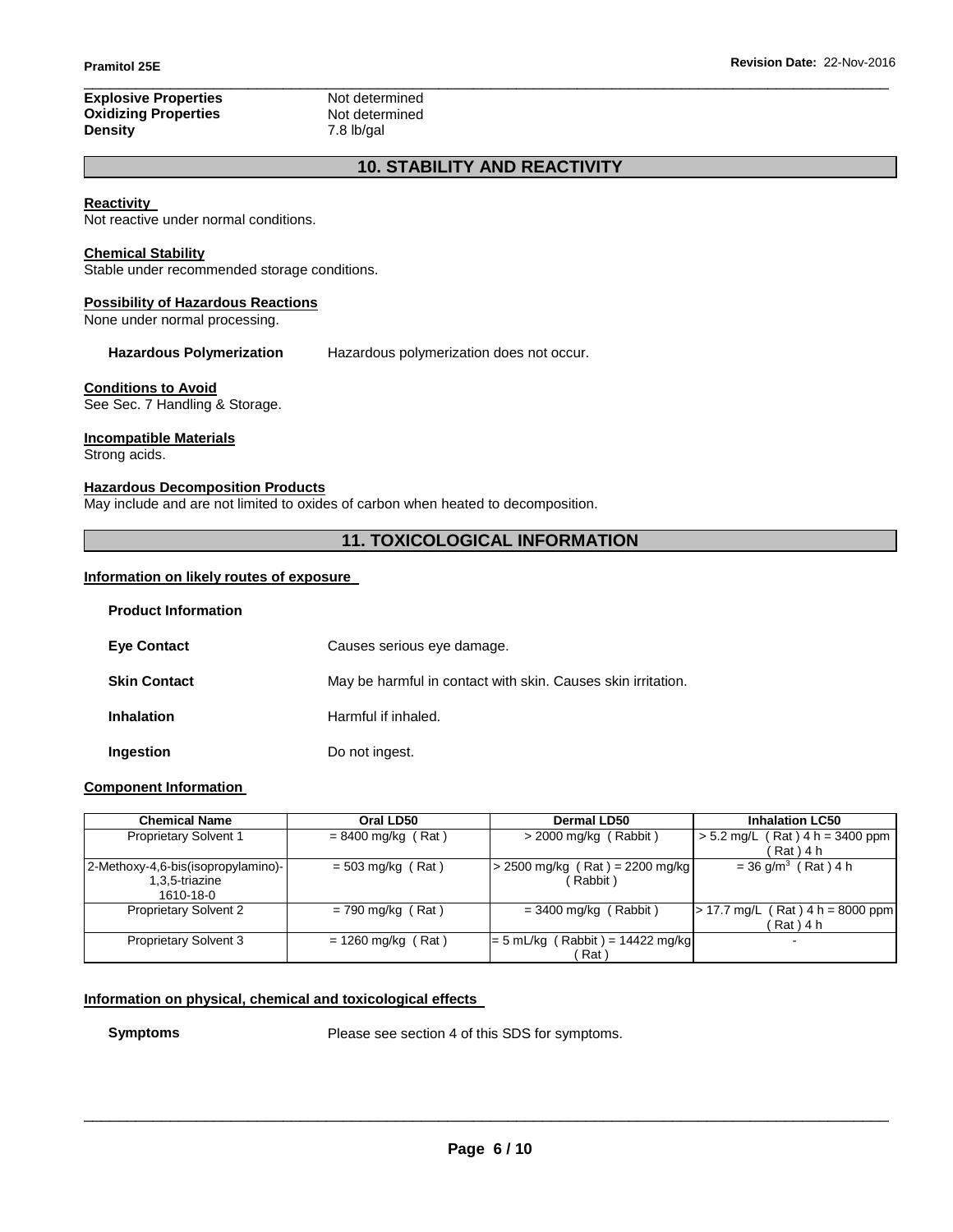**Explosive Properties** Not determined
**Oxidizing Properties** Not determined
**Density** 7.8 lb/gal

## 10. STABILITY AND REACTIVITY

**Reactivity**
Not reactive under normal conditions.

**Chemical Stability**
Stable under recommended storage conditions.

**Possibility of Hazardous Reactions**
None under normal processing.

**Hazardous Polymerization** Hazardous polymerization does not occur.

**Conditions to Avoid**
See Sec. 7 Handling & Storage.

**Incompatible Materials**
Strong acids.

**Hazardous Decomposition Products**
May include and are not limited to oxides of carbon when heated to decomposition.

## 11. TOXICOLOGICAL INFORMATION

**Information on likely routes of exposure**

**Product Information**

**Eye Contact** Causes serious eye damage.

**Skin Contact** May be harmful in contact with skin. Causes skin irritation.

**Inhalation** Harmful if inhaled.

**Ingestion** Do not ingest.

**Component Information**

| Chemical Name | Oral LD50 | Dermal LD50 | Inhalation LC50 |
|---|---|---|---|
| Proprietary Solvent 1 | = 8400 mg/kg ( Rat ) | > 2000 mg/kg ( Rabbit ) | > 5.2 mg/L ( Rat ) 4 h = 3400 ppm ( Rat ) 4 h |
| 2-Methoxy-4,6-bis(isopropylamino)-1,3,5-triazine 1610-18-0 | = 503 mg/kg ( Rat ) | > 2500 mg/kg ( Rat ) = 2200 mg/kg ( Rabbit ) | = 36 g/m$^3$ ( Rat ) 4 h |
| Proprietary Solvent 2 | = 790 mg/kg ( Rat ) | = 3400 mg/kg ( Rabbit ) | > 17.7 mg/L ( Rat ) 4 h = 8000 ppm ( Rat ) 4 h |
| Proprietary Solvent 3 | = 1260 mg/kg ( Rat ) | = 5 mL/kg ( Rabbit ) = 14422 mg/kg ( Rat ) | - |

**Information on physical, chemical and toxicological effects**

**Symptoms** Please see section 4 of this SDS for symptoms.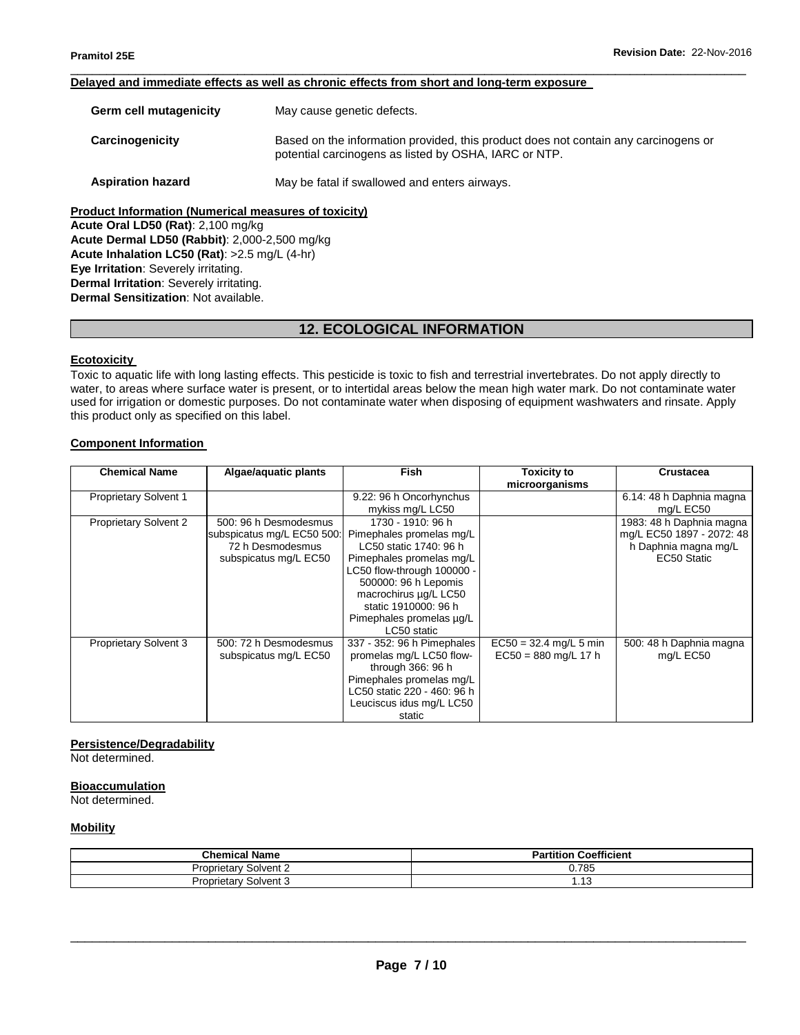**Delayed and immediate effects as well as chronic effects from short and long-term exposure**

| | |
|---|---|
| **Germ cell mutagenicity** | May cause genetic defects. |
| **Carcinogenicity** | Based on the information provided, this product does not contain any carcinogens or potential carcinogens as listed by OSHA, IARC or NTP. |
| **Aspiration hazard** | May be fatal if swallowed and enters airways. |

**Product Information (Numerical measures of toxicity)**

**Acute Oral LD50 (Rat)**: 2,100 mg/kg
**Acute Dermal LD50 (Rabbit)**: 2,000-2,500 mg/kg
**Acute Inhalation LC50 (Rat)**: >2.5 mg/L (4-hr)
**Eye Irritation**: Severely irritating.
**Dermal Irritation**: Severely irritating.
**Dermal Sensitization**: Not available.

## 12. ECOLOGICAL INFORMATION

**Ecotoxicity**

Toxic to aquatic life with long lasting effects. This pesticide is toxic to fish and terrestrial invertebrates. Do not apply directly to water, to areas where surface water is present, or to intertidal areas below the mean high water mark. Do not contaminate water used for irrigation or domestic purposes. Do not contaminate water when disposing of equipment washwaters and rinsate. Apply this product only as specified on this label.

**Component Information**

| Chemical Name | Algae/aquatic plants | Fish | Toxicity to microorganisms | Crustacea |
|---|---|---|---|---|
| Proprietary Solvent 1 | | 9.22: 96 h Oncorhynchus mykiss mg/L LC50 | | 6.14: 48 h Daphnia magna mg/L EC50 |
| Proprietary Solvent 2 | 500: 96 h Desmodesmus subspicatus mg/L EC50 500: 72 h Desmodesmus subspicatus mg/L EC50 | 1730 - 1910: 96 h Pimephales promelas mg/L LC50 static 1740: 96 h Pimephales promelas mg/L LC50 flow-through 100000 - 500000: 96 h Lepomis macrochirus µg/L LC50 static 1910000: 96 h Pimephales promelas µg/L LC50 static | | 1983: 48 h Daphnia magna mg/L EC50 1897 - 2072: 48 h Daphnia magna mg/L EC50 Static |
| Proprietary Solvent 3 | 500: 72 h Desmodesmus subspicatus mg/L EC50 | 337 - 352: 96 h Pimephales promelas mg/L LC50 flow-through 366: 96 h Pimephales promelas mg/L LC50 static 220 - 460: 96 h Leuciscus idus mg/L LC50 static | EC50 = 32.4 mg/L 5 min EC50 = 880 mg/L 17 h | 500: 48 h Daphnia magna mg/L EC50 |

**Persistence/Degradability**

Not determined.

**Bioaccumulation**

Not determined.

**Mobility**

| Chemical Name | Partition Coefficient |
|---|---|
| Proprietary Solvent 2 | 0.785 |
| Proprietary Solvent 3 | 1.13 |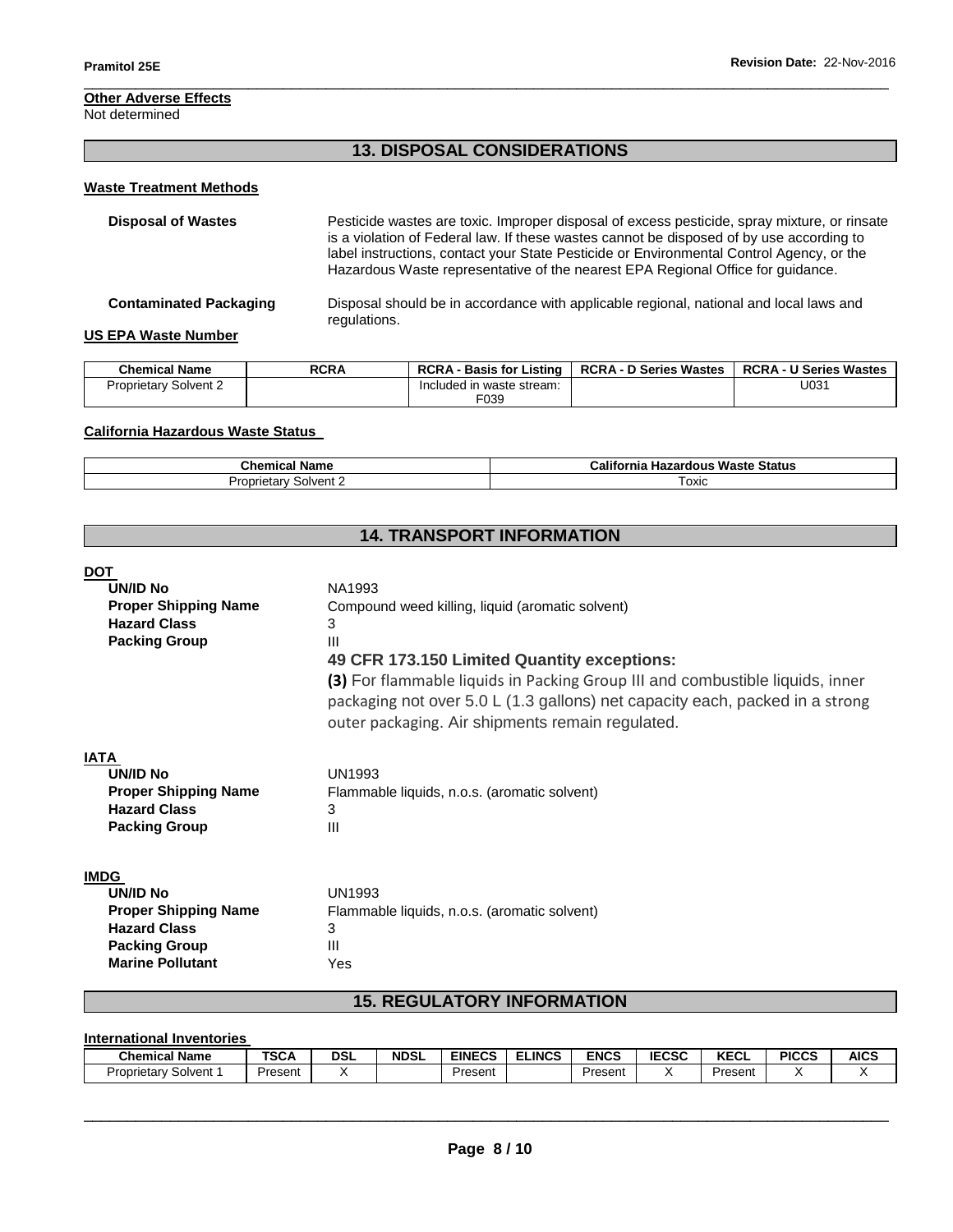**Other Adverse Effects**
Not determined

## 13. DISPOSAL CONSIDERATIONS

**Waste Treatment Methods**

**Disposal of Wastes** Pesticide wastes are toxic. Improper disposal of excess pesticide, spray mixture, or rinsate is a violation of Federal law. If these wastes cannot be disposed of by use according to label instructions, contact your State Pesticide or Environmental Control Agency, or the Hazardous Waste representative of the nearest EPA Regional Office for guidance.

**Contaminated Packaging** Disposal should be in accordance with applicable regional, national and local laws and regulations.

**US EPA Waste Number**

| Chemical Name | RCRA | RCRA - Basis for Listing | RCRA - D Series Wastes | RCRA - U Series Wastes |
|---|---|---|---|---|
| Proprietary Solvent 2 | | Included in waste stream: F039 | | U031 |

**California Hazardous Waste Status**

| Chemical Name | California Hazardous Waste Status |
|---|---|
| Proprietary Solvent 2 | Toxic |

## 14. TRANSPORT INFORMATION

**DOT**

| | |
|---|---|
| **UN/ID No** | NA1993 |
| **Proper Shipping Name** | Compound weed killing, liquid (aromatic solvent) |
| **Hazard Class** | 3 |
| **Packing Group** | III |

**49 CFR 173.150 Limited Quantity exceptions:**

**(3)** For flammable liquids in Packing Group III and combustible liquids, inner packaging not over 5.0 L (1.3 gallons) net capacity each, packed in a strong outer packaging. Air shipments remain regulated.

**IATA**

| | |
|---|---|
| **UN/ID No** | UN1993 |
| **Proper Shipping Name** | Flammable liquids, n.o.s. (aromatic solvent) |
| **Hazard Class** | 3 |
| **Packing Group** | III |

**IMDG**

| | |
|---|---|
| **UN/ID No** | UN1993 |
| **Proper Shipping Name** | Flammable liquids, n.o.s. (aromatic solvent) |
| **Hazard Class** | 3 |
| **Packing Group** | III |
| **Marine Pollutant** | Yes |

## 15. REGULATORY INFORMATION

**International Inventories**

| Chemical Name | TSCA | DSL | NDSL | EINECS | ELINCS | ENCS | IECSC | KECL | PICCS | AICS |
|---|---|---|---|---|---|---|---|---|---|---|
| Proprietary Solvent 1 | Present | X | | Present | | Present | X | Present | X | X |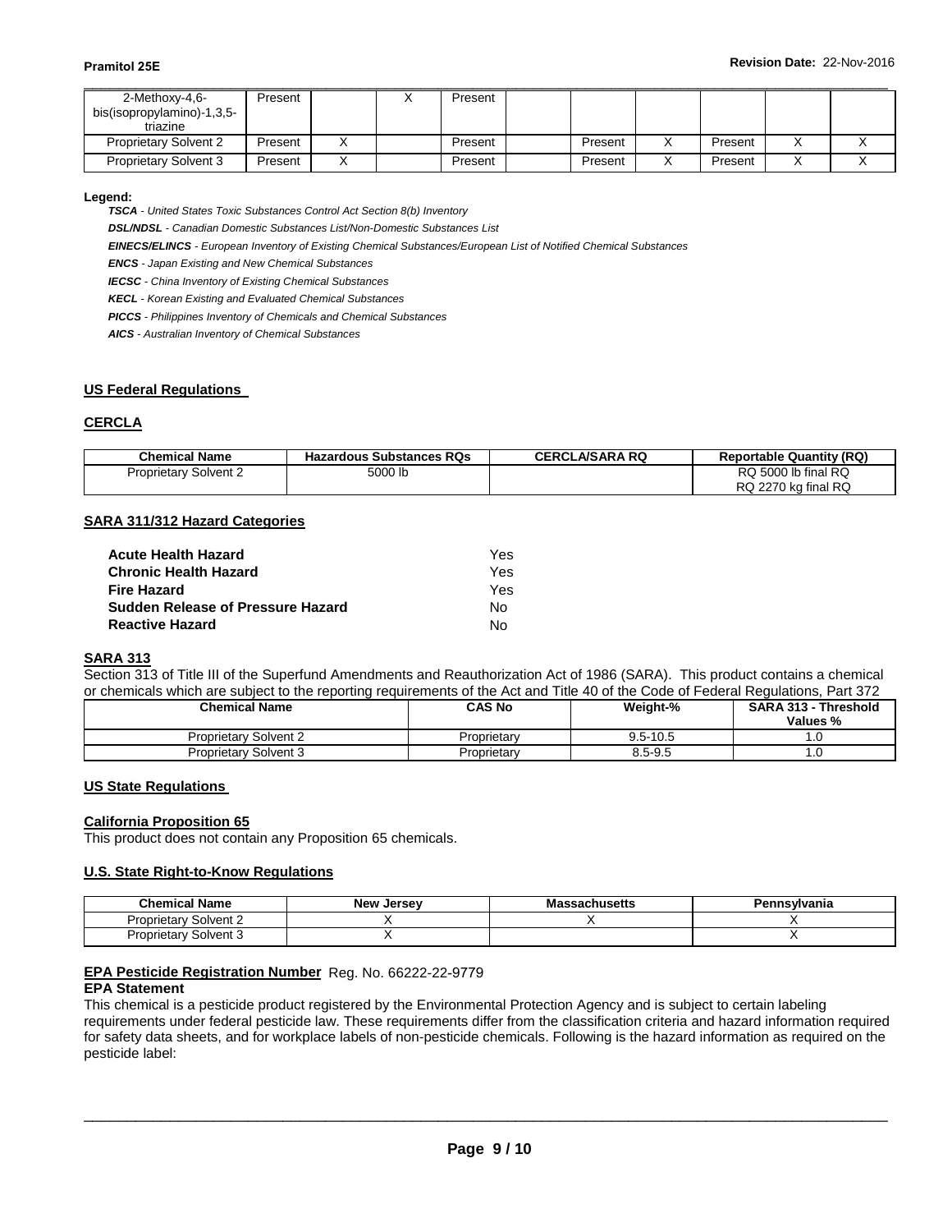| | | | | | | | | | | |
|---|---|---|---|---|---|---|---|---|---|---|
| 2-Methoxy-4,6-bis(isopropylamino)-1,3,5-triazine | Present | | X | Present | | | | | | |
| Proprietary Solvent 2 | Present | X | | Present | | Present | X | Present | X | X |
| Proprietary Solvent 3 | Present | X | | Present | | Present | X | Present | X | X |

**Legend:**

***TSCA*** *- United States Toxic Substances Control Act Section 8(b) Inventory*

***DSL/NDSL*** *- Canadian Domestic Substances List/Non-Domestic Substances List*

***EINECS/ELINCS*** *- European Inventory of Existing Chemical Substances/European List of Notified Chemical Substances*

***ENCS*** *- Japan Existing and New Chemical Substances*

***IECSC*** *- China Inventory of Existing Chemical Substances*

***KECL*** *- Korean Existing and Evaluated Chemical Substances*

***PICCS*** *- Philippines Inventory of Chemicals and Chemical Substances*

***AICS*** *- Australian Inventory of Chemical Substances*

## US Federal Regulations

### CERCLA

| Chemical Name | Hazardous Substances RQs | CERCLA/SARA RQ | Reportable Quantity (RQ) |
|---|---|---|---|
| Proprietary Solvent 2 | 5000 lb | | RQ 5000 lb final RQ<br>RQ 2270 kg final RQ |

### SARA 311/312 Hazard Categories

| | |
|---|---|
| **Acute Health Hazard** | Yes |
| **Chronic Health Hazard** | Yes |
| **Fire Hazard** | Yes |
| **Sudden Release of Pressure Hazard** | No |
| **Reactive Hazard** | No |

### SARA 313

Section 313 of Title III of the Superfund Amendments and Reauthorization Act of 1986 (SARA). This product contains a chemical or chemicals which are subject to the reporting requirements of the Act and Title 40 of the Code of Federal Regulations, Part 372

| Chemical Name | CAS No | Weight-% | SARA 313 - Threshold Values % |
|---|---|---|---|
| Proprietary Solvent 2 | Proprietary | 9.5-10.5 | 1.0 |
| Proprietary Solvent 3 | Proprietary | 8.5-9.5 | 1.0 |

## US State Regulations

### California Proposition 65

This product does not contain any Proposition 65 chemicals.

### U.S. State Right-to-Know Regulations

| Chemical Name | New Jersey | Massachusetts | Pennsylvania |
|---|---|---|---|
| Proprietary Solvent 2 | X | X | X |
| Proprietary Solvent 3 | X | | X |

**EPA Pesticide Registration Number** Reg. No. 66222-22-9779

**EPA Statement**

This chemical is a pesticide product registered by the Environmental Protection Agency and is subject to certain labeling requirements under federal pesticide law. These requirements differ from the classification criteria and hazard information required for safety data sheets, and for workplace labels of non-pesticide chemicals. Following is the hazard information as required on the pesticide label: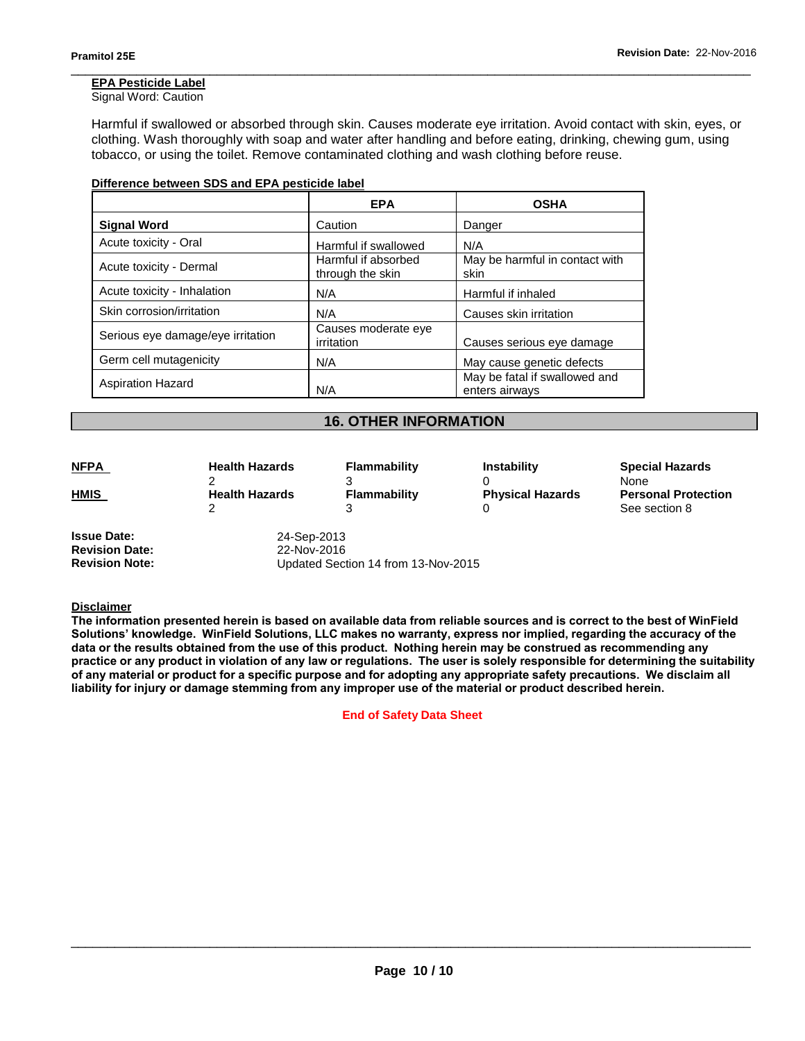**EPA Pesticide Label**
Signal Word: Caution

Harmful if swallowed or absorbed through skin. Causes moderate eye irritation. Avoid contact with skin, eyes, or clothing. Wash thoroughly with soap and water after handling and before eating, drinking, chewing gum, using tobacco, or using the toilet. Remove contaminated clothing and wash clothing before reuse.

**Difference between SDS and EPA pesticide label**

| | EPA | OSHA |
|---|---|---|
| **Signal Word** | Caution | Danger |
| Acute toxicity - Oral | Harmful if swallowed | N/A |
| Acute toxicity - Dermal | Harmful if absorbed through the skin | May be harmful in contact with skin |
| Acute toxicity - Inhalation | N/A | Harmful if inhaled |
| Skin corrosion/irritation | N/A | Causes skin irritation |
| Serious eye damage/eye irritation | Causes moderate eye irritation | Causes serious eye damage |
| Germ cell mutagenicity | N/A | May cause genetic defects |
| Aspiration Hazard | N/A | May be fatal if swallowed and enters airways |

## 16. OTHER INFORMATION

| | | | | |
|---|---|---|---|---|
| **NFPA** | **Health Hazards** 2 | **Flammability** 3 | **Instability** 0 | **Special Hazards** None |
| **HMIS** | **Health Hazards** 2 | **Flammability** 3 | **Physical Hazards** 0 | **Personal Protection** See section 8 |

**Issue Date:** 24-Sep-2013
**Revision Date:** 22-Nov-2016
**Revision Note:** Updated Section 14 from 13-Nov-2015

**Disclaimer**

**The information presented herein is based on available data from reliable sources and is correct to the best of WinField Solutions' knowledge. WinField Solutions, LLC makes no warranty, express nor implied, regarding the accuracy of the data or the results obtained from the use of this product. Nothing herein may be construed as recommending any practice or any product in violation of any law or regulations. The user is solely responsible for determining the suitability of any material or product for a specific purpose and for adopting any appropriate safety precautions. We disclaim all liability for injury or damage stemming from any improper use of the material or product described herein.**

**End of Safety Data Sheet**